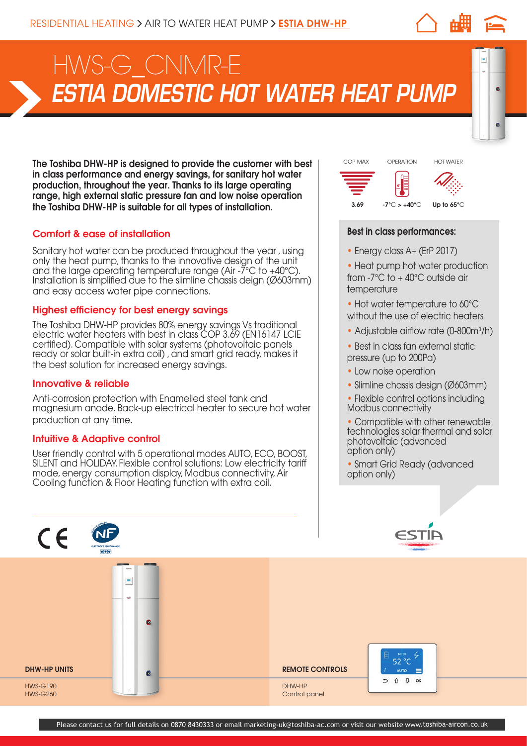RESIDENTIAL HEATING > AIR TO WATER HEAT PUMP > **ESTIA DHW-HP**

# HWS-G_CNMR-E
## *ESTIA DOMESTIC HOT WATER HEAT PUMP*

**The Toshiba DHW-HP is designed to provide the customer with best in class performance and energy savings, for sanitary hot water production, throughout the year. Thanks to its large operating range, high external static pressure fan and low noise operation the Toshiba DHW-HP is suitable for all types of installation.**

| COP MAX | OPERATION | HOT WATER |
| --- | --- | --- |
| 3.69 | -7°C > +40°C | Up to 65°C |

### Comfort & ease of installation

Sanitary hot water can be produced throughout the year , using only the heat pump, thanks to the innovative design of the unit and the large operating temperature range (Air -7°C to +40°C). Installation is simplified due to the slimline chassis deign (Ø603mm) and easy access water pipe connections.

### Highest efficiency for best energy savings

The Toshiba DHW-HP provides 80% energy savings Vs traditional electric water heaters with best in class COP 3.69 (EN16147 LCIE certified). Compatible with solar systems (photovoltaic panels ready or solar built-in extra coil) , and smart grid ready, makes it the best solution for increased energy savings.

### Innovative & reliable

Anti-corrosion protection with Enamelled steel tank and magnesium anode. Back-up electrical heater to secure hot water production at any time.

### Intuitive & Adaptive control

User friendly control with 5 operational modes AUTO, ECO, BOOST, SILENT and HOLIDAY. Flexible control solutions: Low electricity tariff mode, energy consumption display, Modbus connectivity, Air Cooling function & Floor Heating function with extra coil.

### Best in class performances:

- Energy class A+ (ErP 2017)
- Heat pump hot water production from -7°C to + 40°C outside air temperature
- Hot water temperature to 60°C without the use of electric heaters
- Adjustable airflow rate (0-800m³/h)
- Best in class fan external static pressure (up to 200Pa)
- Low noise operation
- Slimline chassis design (Ø603mm)
- Flexible control options including Modbus connectivity
- Compatible with other renewable technologies solar thermal and solar photovoltaic (advanced option only)
- Smart Grid Ready (advanced option only)

**DHW-HP UNITS**

HWS-G190
HWS-G260

**REMOTE CONTROLS**

DHW-HP
Control panel

Please contact us for full details on 0870 8430333 or email marketing-uk@toshiba-ac.com or visit our website www.toshiba-aircon.co.uk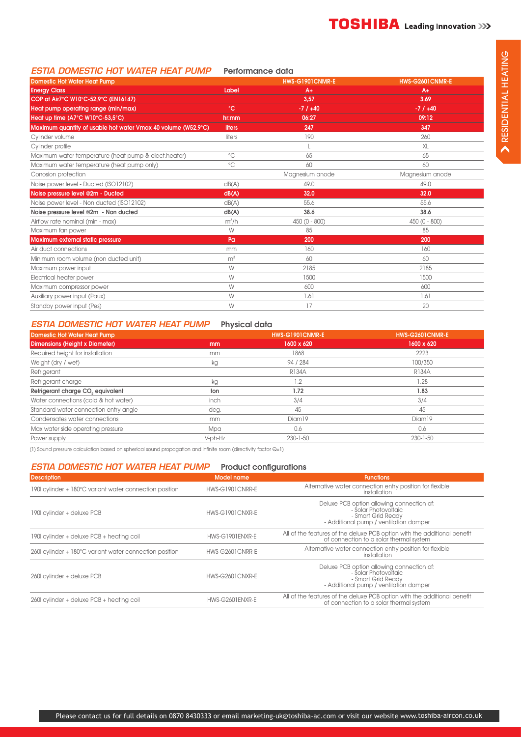## *ESTIA DOMESTIC HOT WATER HEAT PUMP* Performance data

| Domestic Hot Water Heat Pump | | HWS-G1901CNMR-E | HWS-G2601CNMR-E |
|---|---|---|---|
| **Energy Class** | **Label** | **A+** | **A+** |
| **COP at Air7°C W10°C-52,9°C (EN16147)** | | **3,57** | **3.69** |
| **Heat pump operating range (min/max)** | **°C** | **-7 / +40** | **-7 / +40** |
| **Heat up time (A7°C W10°C-53,5°C)** | **hr:mm** | **06:27** | **09:12** |
| **Maximum quantity of usable hot water Vmax 40 volume (W52.9°C)** | **liters** | **247** | **347** |
| Cylinder volume | liters | 190 | 260 |
| Cylinder profile | | L | XL |
| Maximum water temperature (heat pump & elect.heater) | °C | 65 | 65 |
| Maximum water temperature (heat pump only) | °C | 60 | 60 |
| Corrosion protection | | Magnesium anode | Magnesium anode |
| Noise power level - Ducted (ISO12102) | dB(A) | 49.0 | 49.0 |
| **Noise pressure level @2m - Ducted** | **dB(A)** | **32.0** | **32.0** |
| Noise power level - Non ducted (ISO12102) | dB(A) | 55.6 | 55.6 |
| **Noise pressure level @2m - Non ducted** | **dB(A)** | **38.6** | **38.6** |
| Airflow rate nominal (min - max) | $m^3/h$ | 450 (0 - 800) | 450 (0 - 800) |
| Maximum fan power | W | 85 | 85 |
| **Maximum external static pressure** | **Pa** | **200** | **200** |
| Air duct connections | mm | 160 | 160 |
| Minimum room volume (non ducted unit) | $m^3$ | 60 | 60 |
| Maximum power input | W | 2185 | 2185 |
| Electrical heater power | W | 1500 | 1500 |
| Maximum compressor power | W | 600 | 600 |
| Auxiliary power input (Paux) | W | 1.61 | 1.61 |
| Standby power input (Pes) | W | 17 | 20 |

## *ESTIA DOMESTIC HOT WATER HEAT PUMP* Physical data

| Domestic Hot Water Heat Pump | | HWS-G1901CNMR-E | HWS-G2601CNMR-E |
|---|---|---|---|
| **Dimensions (Height x Diameter)** | **mm** | **1600 x 620** | **1600 x 620** |
| Required height for installation | mm | 1868 | 2223 |
| Weight (dry / wet) | kg | 94 / 284 | 100/350 |
| Refrigerant | | R134A | R134A |
| Refrigerant charge | kg | 1.2 | 1.28 |
| **Refrigerant charge $CO_2$ equivalent** | **ton** | **1.72** | **1.83** |
| Water connections (cold & hot water) | inch | 3/4 | 3/4 |
| Standard water connection entry angle | deg. | 45 | 45 |
| Condensates water connections | mm | Diam19 | Diam19 |
| Max water side operating pressure | Mpa | 0.6 | 0.6 |
| Power supply | V-ph-Hz | 230-1-50 | 230-1-50 |

(1) Sound pressure calculation based on spherical sound propagation and infinite room (directivity factor Q=1)

## *ESTIA DOMESTIC HOT WATER HEAT PUMP* Product configurations

| Description | Model name | Functions |
|---|---|---|
| 190l cylinder + 180°C variant water connection position | HWS-G1901CNRR-E | Alternative water connection entry position for flexible installation |
| 190l cylinder + deluxe PCB | HWS-G1901CNXR-E | Deluxe PCB option allowing connection of: - Solar Photovoltaic - Smart Grid Ready - Additional pump / ventilation damper |
| 190l cylinder + deluxe PCB + heating coil | HWS-G1901ENXR-E | All of the features of the deluxe PCB option with the additional benefit of connection to a solar thermal system |
| 260l cylinder + 180°C variant water connection position | HWS-G2601CNRR-E | Alternative water connection entry position for flexible installation |
| 260l cylinder + deluxe PCB | HWS-G2601CNXR-E | Deluxe PCB option allowing connection of: - Solar Photovoltaic - Smart Grid Ready - Additional pump / ventilation damper |
| 260l cylinder + deluxe PCB + heating coil | HWS-G2601ENXR-E | All of the features of the deluxe PCB option with the additional benefit of connection to a solar thermal system |

Please contact us for full details on 0870 8430333 or email marketing-uk@toshiba-ac.com or visit our website www.toshiba-aircon.co.uk